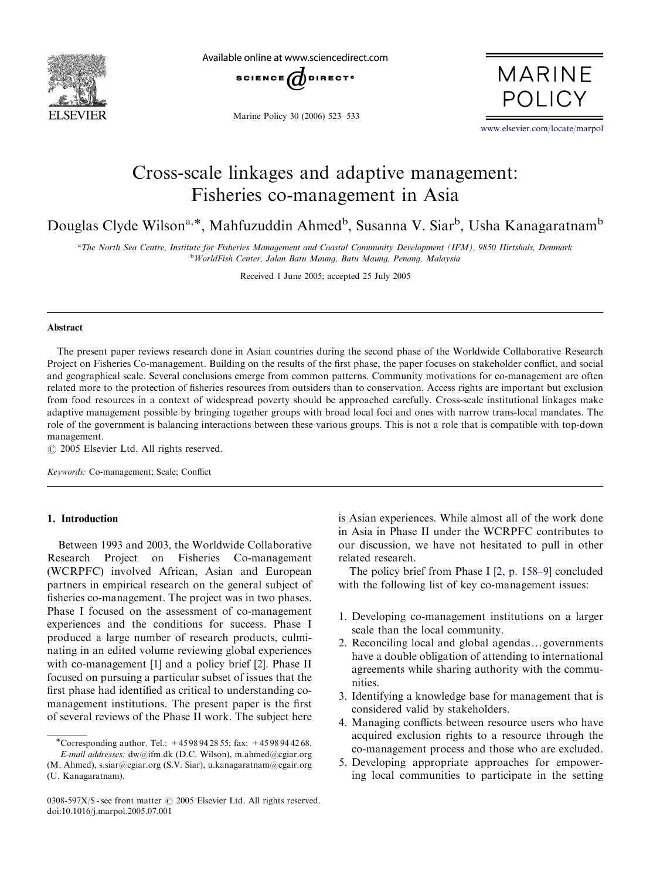# Cross-scale linkages and adaptive management: Fisheries co-management in Asia

Douglas Clyde Wilson[a,*], Mahfuzuddin Ahmed[b], Susanna V. Siar[b], Usha Kanagaratnam[b]

[a]*The North Sea Centre, Institute for Fisheries Management and Coastal Community Development (IFM), 9850 Hirtshals, Denmark*
[b]*WorldFish Center, Jalan Batu Maung, Batu Maung, Penang, Malaysia*

Received 1 June 2005; accepted 25 July 2005

## Abstract

The present paper reviews research done in Asian countries during the second phase of the Worldwide Collaborative Research Project on Fisheries Co-management. Building on the results of the first phase, the paper focuses on stakeholder conflict, and social and geographical scale. Several conclusions emerge from common patterns. Community motivations for co-management are often related more to the protection of fisheries resources from outsiders than to conservation. Access rights are important but exclusion from food resources in a context of widespread poverty should be approached carefully. Cross-scale institutional linkages make adaptive management possible by bringing together groups with broad local foci and ones with narrow trans-local mandates. The role of the government is balancing interactions between these various groups. This is not a role that is compatible with top-down management.

© 2005 Elsevier Ltd. All rights reserved.

*Keywords:* Co-management; Scale; Conflict

## 1. Introduction

Between 1993 and 2003, the Worldwide Collaborative Research Project on Fisheries Co-management (WCRPFC) involved African, Asian and European partners in empirical research on the general subject of fisheries co-management. The project was in two phases. Phase I focused on the assessment of co-management experiences and the conditions for success. Phase I produced a large number of research products, culminating in an edited volume reviewing global experiences with co-management [1] and a policy brief [2]. Phase II focused on pursuing a particular subset of issues that the first phase had identified as critical to understanding co-management institutions. The present paper is the first of several reviews of the Phase II work. The subject here is Asian experiences. While almost all of the work done in Asia in Phase II under the WCRPFC contributes to our discussion, we have not hesitated to pull in other related research.

The policy brief from Phase I [2, p. 158–9] concluded with the following list of key co-management issues:

1. Developing co-management institutions on a larger scale than the local community.
2. Reconciling local and global agendas…governments have a double obligation of attending to international agreements while sharing authority with the communities.
3. Identifying a knowledge base for management that is considered valid by stakeholders.
4. Managing conflicts between resource users who have acquired exclusion rights to a resource through the co-management process and those who are excluded.
5. Developing appropriate approaches for empowering local communities to participate in the setting

*Corresponding author. Tel.: +45 98 94 28 55; fax: +45 98 94 42 68.
*E-mail addresses:* dw@ifm.dk (D.C. Wilson), m.ahmed@cgiar.org (M. Ahmed), s.siar@cgiar.org (S.V. Siar), u.kanagaratnam@cgair.org (U. Kanagaratnam).

0308-597X/$ - see front matter © 2005 Elsevier Ltd. All rights reserved.
doi:10.1016/j.marpol.2005.07.001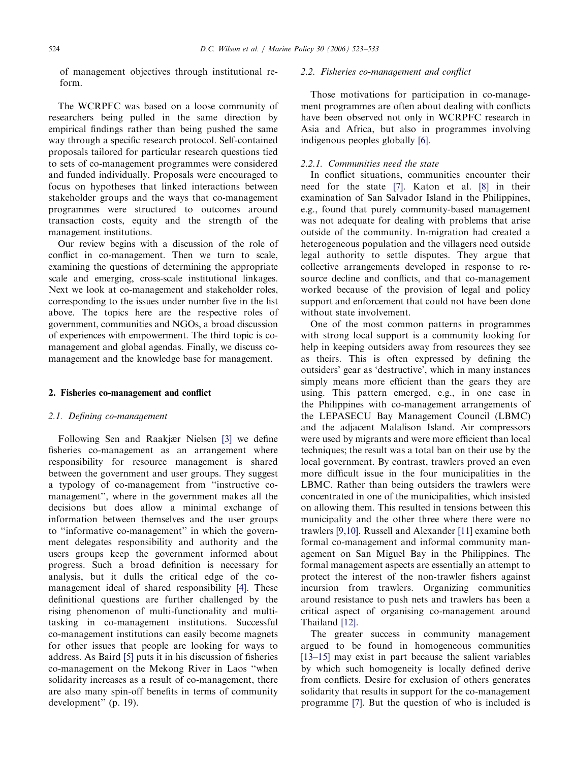of management objectives through institutional reform.

The WCRPFC was based on a loose community of researchers being pulled in the same direction by empirical findings rather than being pushed the same way through a specific research protocol. Self-contained proposals tailored for particular research questions tied to sets of co-management programmes were considered and funded individually. Proposals were encouraged to focus on hypotheses that linked interactions between stakeholder groups and the ways that co-management programmes were structured to outcomes around transaction costs, equity and the strength of the management institutions.

Our review begins with a discussion of the role of conflict in co-management. Then we turn to scale, examining the questions of determining the appropriate scale and emerging, cross-scale institutional linkages. Next we look at co-management and stakeholder roles, corresponding to the issues under number five in the list above. The topics here are the respective roles of government, communities and NGOs, a broad discussion of experiences with empowerment. The third topic is co-management and global agendas. Finally, we discuss co-management and the knowledge base for management.

## 2. Fisheries co-management and conflict

### 2.1. Defining co-management

Following Sen and Raakjær Nielsen [3] we define fisheries co-management as an arrangement where responsibility for resource management is shared between the government and user groups. They suggest a typology of co-management from "instructive co-management", where in the government makes all the decisions but does allow a minimal exchange of information between themselves and the user groups to "informative co-management" in which the government delegates responsibility and authority and the users groups keep the government informed about progress. Such a broad definition is necessary for analysis, but it dulls the critical edge of the co-management ideal of shared responsibility [4]. These definitional questions are further challenged by the rising phenomenon of multi-functionality and multi-tasking in co-management institutions. Successful co-management institutions can easily become magnets for other issues that people are looking for ways to address. As Baird [5] puts it in his discussion of fisheries co-management on the Mekong River in Laos "when solidarity increases as a result of co-management, there are also many spin-off benefits in terms of community development" (p. 19).

### 2.2. Fisheries co-management and conflict

Those motivations for participation in co-management programmes are often about dealing with conflicts have been observed not only in WCRPFC research in Asia and Africa, but also in programmes involving indigenous peoples globally [6].

#### 2.2.1. Communities need the state

In conflict situations, communities encounter their need for the state [7]. Katon et al. [8] in their examination of San Salvador Island in the Philippines, e.g., found that purely community-based management was not adequate for dealing with problems that arise outside of the community. In-migration had created a heterogeneous population and the villagers need outside legal authority to settle disputes. They argue that collective arrangements developed in response to resource decline and conflicts, and that co-management worked because of the provision of legal and policy support and enforcement that could not have been done without state involvement.

One of the most common patterns in programmes with strong local support is a community looking for help in keeping outsiders away from resources they see as theirs. This is often expressed by defining the outsiders' gear as 'destructive', which in many instances simply means more efficient than the gears they are using. This pattern emerged, e.g., in one case in the Philippines with co-management arrangements of the LEPASECU Bay Management Council (LBMC) and the adjacent Malalison Island. Air compressors were used by migrants and were more efficient than local techniques; the result was a total ban on their use by the local government. By contrast, trawlers proved an even more difficult issue in the four municipalities in the LBMC. Rather than being outsiders the trawlers were concentrated in one of the municipalities, which insisted on allowing them. This resulted in tensions between this municipality and the other three where there were no trawlers [9,10]. Russell and Alexander [11] examine both formal co-management and informal community management on San Miguel Bay in the Philippines. The formal management aspects are essentially an attempt to protect the interest of the non-trawler fishers against incursion from trawlers. Organizing communities around resistance to push nets and trawlers has been a critical aspect of organising co-management around Thailand [12].

The greater success in community management argued to be found in homogeneous communities [13–15] may exist in part because the salient variables by which such homogeneity is locally defined derive from conflicts. Desire for exclusion of others generates solidarity that results in support for the co-management programme [7]. But the question of who is included is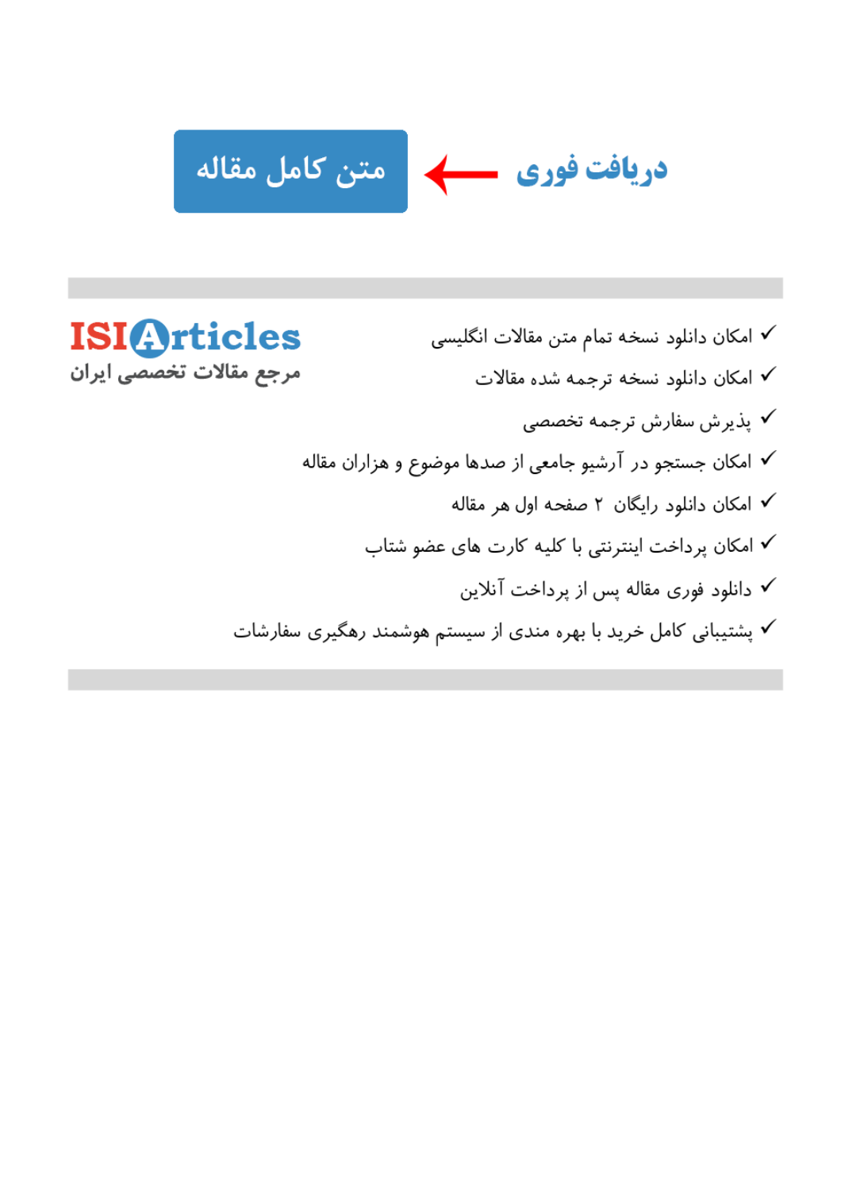دریافت فوری ← **متن کامل مقاله**

**ISIArticles**
مرجع مقالات تخصصی ایران

- ✓ امکان دانلود نسخه تمام متن مقالات انگلیسی
- ✓ امکان دانلود نسخه ترجمه شده مقالات
- ✓ پذیرش سفارش ترجمه تخصصی
- ✓ امکان جستجو در آرشیو جامعی از صدها موضوع و هزاران مقاله
- ✓ امکان دانلود رایگان ۲ صفحه اول هر مقاله
- ✓ امکان پرداخت اینترنتی با کلیه کارت های عضو شتاب
- ✓ دانلود فوری مقاله پس از پرداخت آنلاین
- ✓ پشتیبانی کامل خرید با بهره مندی از سیستم هوشمند رهگیری سفارشات